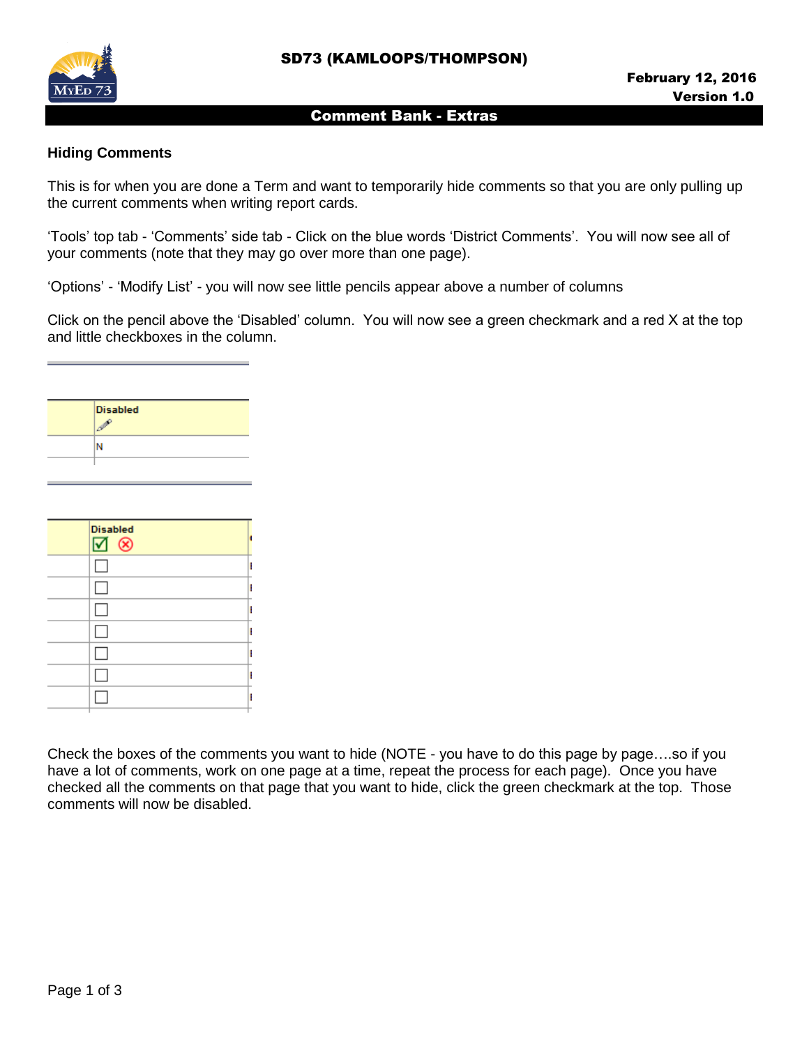# Comment Bank - Extras

## Hiding Comments

This is for when you are done a Term and want to temporarily hide comments so that you are only pulling up the current comments when writing report cards.

'Tools' top tab - 'Comments' side tab - Click on the blue words 'District Comments'. You will now see all of your comments (note that they may go over more than one page).

'Options' - 'Modify List' - you will now see little pencils appear above a number of columns

Click on the pencil above the 'Disabled' column. You will now see a green checkmark and a red X at the top and little checkboxes in the column.

| | Disabled |
|---|---|
| | N |

| | Disabled ☑ ⊗ |
|---|---|
| | ☐ |
| | ☐ |
| | ☐ |
| | ☐ |
| | ☐ |
| | ☐ |
| | ☐ |

Check the boxes of the comments you want to hide (NOTE - you have to do this page by page….so if you have a lot of comments, work on one page at a time, repeat the process for each page). Once you have checked all the comments on that page that you want to hide, click the green checkmark at the top. Those comments will now be disabled.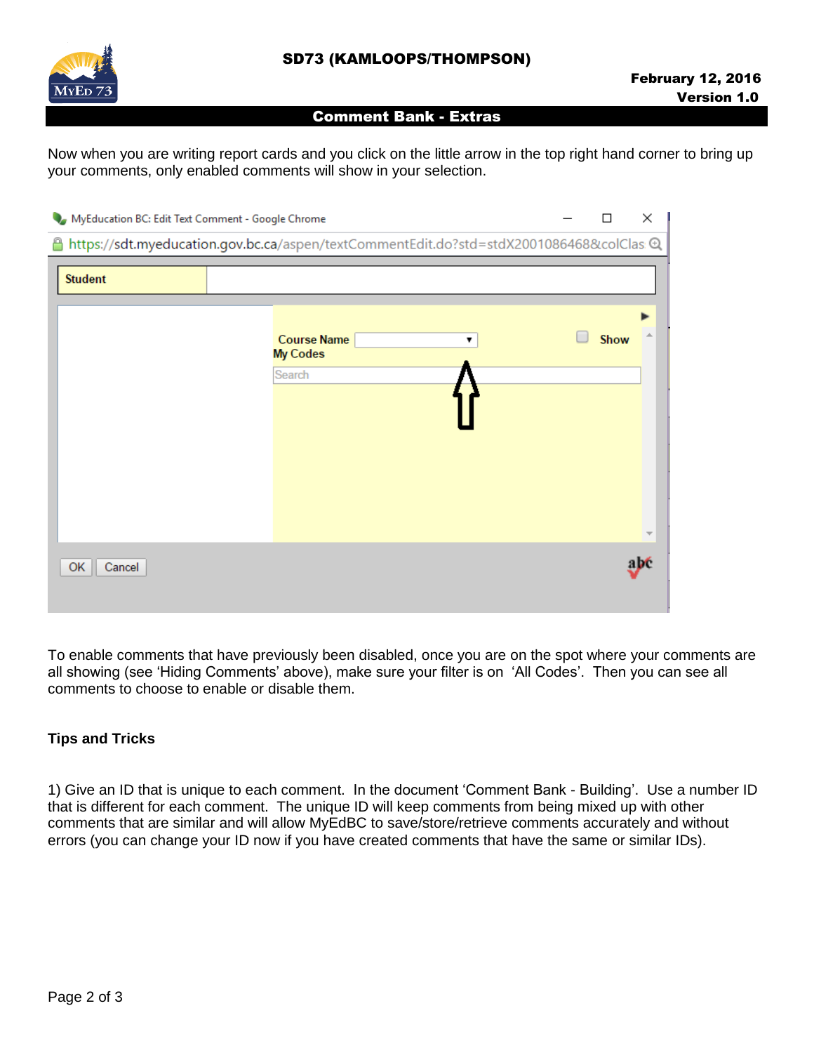Now when you are writing report cards and you click on the little arrow in the top right hand corner to bring up your comments, only enabled comments will show in your selection.

To enable comments that have previously been disabled, once you are on the spot where your comments are all showing (see 'Hiding Comments' above), make sure your filter is on 'All Codes'. Then you can see all comments to choose to enable or disable them.

**Tips and Tricks**

1) Give an ID that is unique to each comment. In the document 'Comment Bank - Building'. Use a number ID that is different for each comment. The unique ID will keep comments from being mixed up with other comments that are similar and will allow MyEdBC to save/store/retrieve comments accurately and without errors (you can change your ID now if you have created comments that have the same or similar IDs).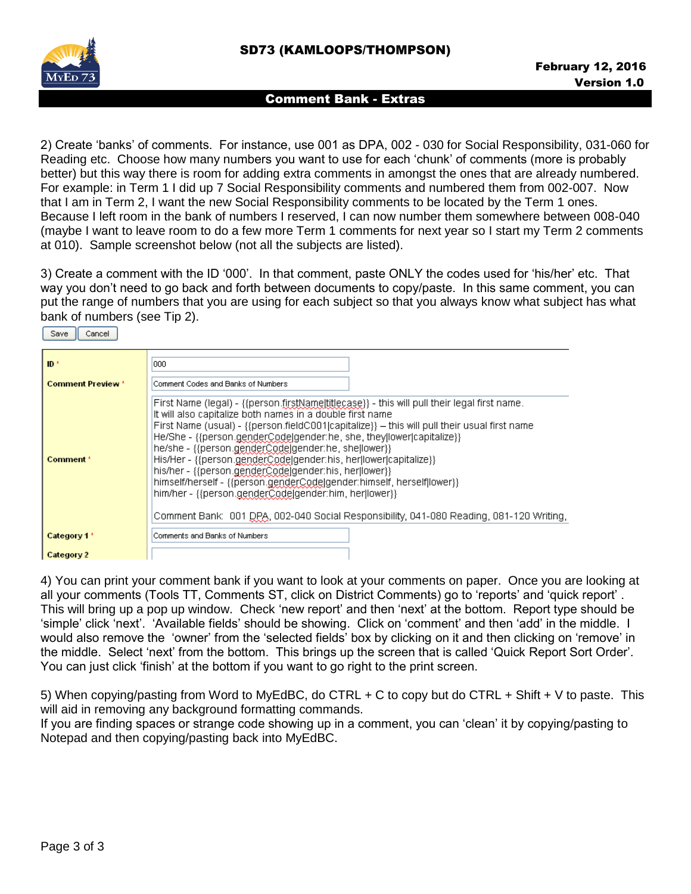2) Create 'banks' of comments. For instance, use 001 as DPA, 002 - 030 for Social Responsibility, 031-060 for Reading etc. Choose how many numbers you want to use for each 'chunk' of comments (more is probably better) but this way there is room for adding extra comments in amongst the ones that are already numbered. For example: in Term 1 I did up 7 Social Responsibility comments and numbered them from 002-007. Now that I am in Term 2, I want the new Social Responsibility comments to be located by the Term 1 ones. Because I left room in the bank of numbers I reserved, I can now number them somewhere between 008-040 (maybe I want to leave room to do a few more Term 1 comments for next year so I start my Term 2 comments at 010). Sample screenshot below (not all the subjects are listed).

3) Create a comment with the ID '000'. In that comment, paste ONLY the codes used for 'his/her' etc. That way you don't need to go back and forth between documents to copy/paste. In this same comment, you can put the range of numbers that you are using for each subject so that you always know what subject has what bank of numbers (see Tip 2).

Save | Cancel

| | |
|---|---|
| **ID** * | 000 |
| **Comment Preview** * | Comment Codes and Banks of Numbers |
| **Comment** * | First Name (legal) - {{person.firstName\|titlecase}} - this will pull their legal first name. It will also capitalize both names in a double first name<br>First Name (usual) - {{person.fieldC001\|capitalize}} – this will pull their usual first name<br>He/She - {{person.genderCode\|gender:he, she, they\|lower\|capitalize}}<br>he/she - {{person.genderCode\|gender:he, she\|lower}}<br>His/Her - {{person.genderCode\|gender:his, her\|lower\|capitalize}}<br>his/her - {{person.genderCode\|gender:his, her\|lower}}<br>himself/herself - {{person.genderCode\|gender:himself, herself\|lower}}<br>him/her - {{person.genderCode\|gender:him, her\|lower}}<br><br>Comment Bank: 001 DPA, 002-040 Social Responsibility, 041-080 Reading, 081-120 Writing, |
| **Category 1** * | Comments and Banks of Numbers |
| **Category 2** | |

4) You can print your comment bank if you want to look at your comments on paper. Once you are looking at all your comments (Tools TT, Comments ST, click on District Comments) go to 'reports' and 'quick report'. This will bring up a pop up window. Check 'new report' and then 'next' at the bottom. Report type should be 'simple' click 'next'. 'Available fields' should be showing. Click on 'comment' and then 'add' in the middle. I would also remove the 'owner' from the 'selected fields' box by clicking on it and then clicking on 'remove' in the middle. Select 'next' from the bottom. This brings up the screen that is called 'Quick Report Sort Order'. You can just click 'finish' at the bottom if you want to go right to the print screen.

5) When copying/pasting from Word to MyEdBC, do CTRL + C to copy but do CTRL + Shift + V to paste. This will aid in removing any background formatting commands.
If you are finding spaces or strange code showing up in a comment, you can 'clean' it by copying/pasting to Notepad and then copying/pasting back into MyEdBC.